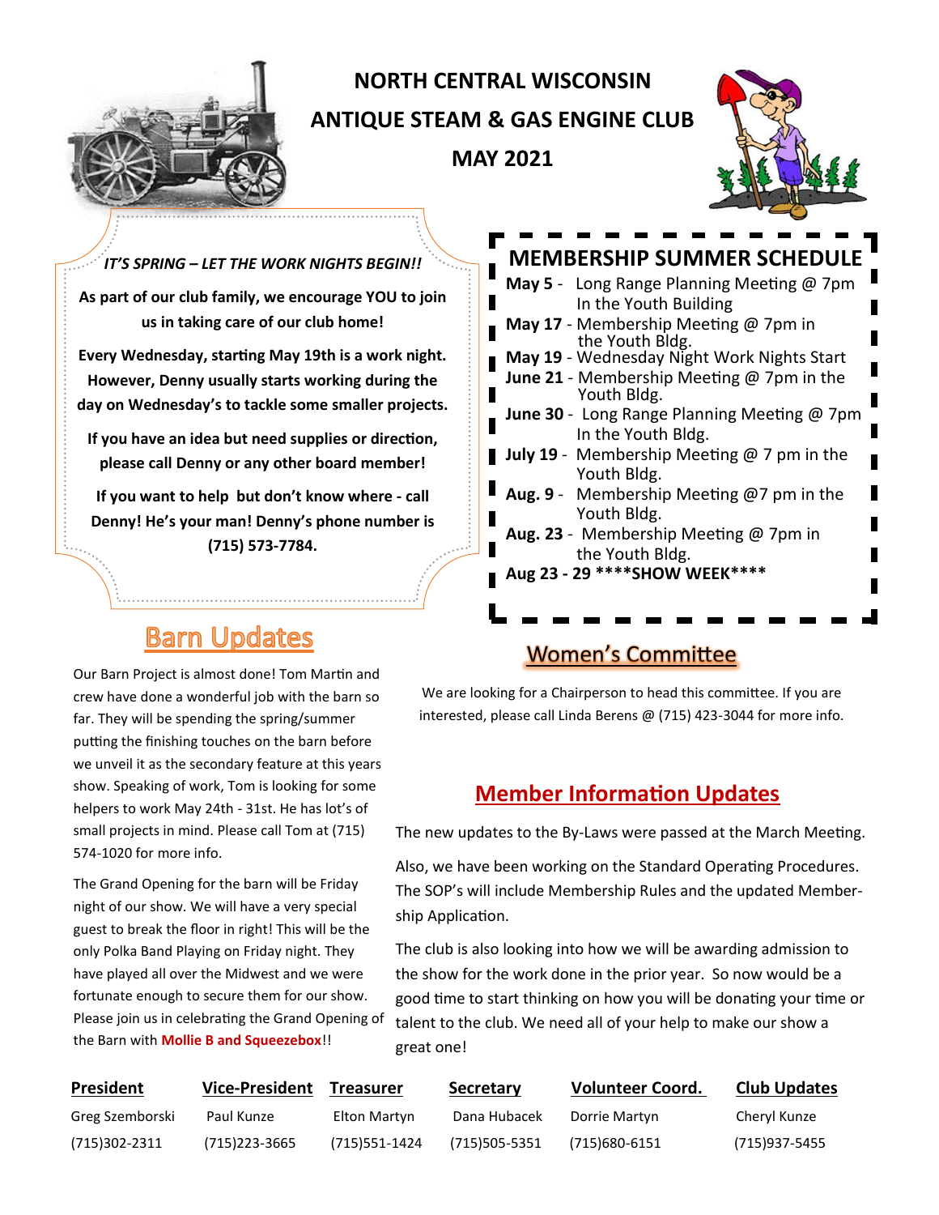# NORTH CENTRAL WISCONSIN ANTIQUE STEAM & GAS ENGINE CLUB

## MAY 2021

*IT'S SPRING – LET THE WORK NIGHTS BEGIN!!*

**As part of our club family, we encourage YOU to join us in taking care of our club home!**

**Every Wednesday, starting May 19th is a work night. However, Denny usually starts working during the day on Wednesday's to tackle some smaller projects.**

**If you have an idea but need supplies or direction, please call Denny or any other board member!**

**If you want to help but don't know where - call Denny! He's your man! Denny's phone number is (715) 573-7784.**

## MEMBERSHIP SUMMER SCHEDULE

**May 5** - Long Range Planning Meeting @ 7pm In the Youth Building
**May 17** - Membership Meeting @ 7pm in the Youth Bldg.
**May 19** - Wednesday Night Work Nights Start
**June 21** - Membership Meeting @ 7pm in the Youth Bldg.
**June 30** - Long Range Planning Meeting @ 7pm In the Youth Bldg.
**July 19** - Membership Meeting @ 7 pm in the Youth Bldg.
**Aug. 9** - Membership Meeting @7 pm in the Youth Bldg.
**Aug. 23** - Membership Meeting @ 7pm in the Youth Bldg.
**Aug 23 - 29 ****SHOW WEEK******

## Barn Updates

Our Barn Project is almost done! Tom Martin and crew have done a wonderful job with the barn so far. They will be spending the spring/summer putting the finishing touches on the barn before we unveil it as the secondary feature at this years show. Speaking of work, Tom is looking for some helpers to work May 24th - 31st. He has lot's of small projects in mind. Please call Tom at (715) 574-1020 for more info.

The Grand Opening for the barn will be Friday night of our show. We will have a very special guest to break the floor in right! This will be the only Polka Band Playing on Friday night. They have played all over the Midwest and we were fortunate enough to secure them for our show. Please join us in celebrating the Grand Opening of the Barn with **Mollie B and Squeezebox**!!

## Women's Committee

We are looking for a Chairperson to head this committee. If you are interested, please call Linda Berens @ (715) 423-3044 for more info.

## Member Information Updates

The new updates to the By-Laws were passed at the March Meeting.

Also, we have been working on the Standard Operating Procedures. The SOP's will include Membership Rules and the updated Membership Application.

The club is also looking into how we will be awarding admission to the show for the work done in the prior year. So now would be a good time to start thinking on how you will be donating your time or talent to the club. We need all of your help to make our show a great one!

| President | Vice-President | Treasurer | Secretary | Volunteer Coord. | Club Updates |
|---|---|---|---|---|---|
| Greg Szemborski | Paul Kunze | Elton Martyn | Dana Hubacek | Dorrie Martyn | Cheryl Kunze |
| (715)302-2311 | (715)223-3665 | (715)551-1424 | (715)505-5351 | (715)680-6151 | (715)937-5455 |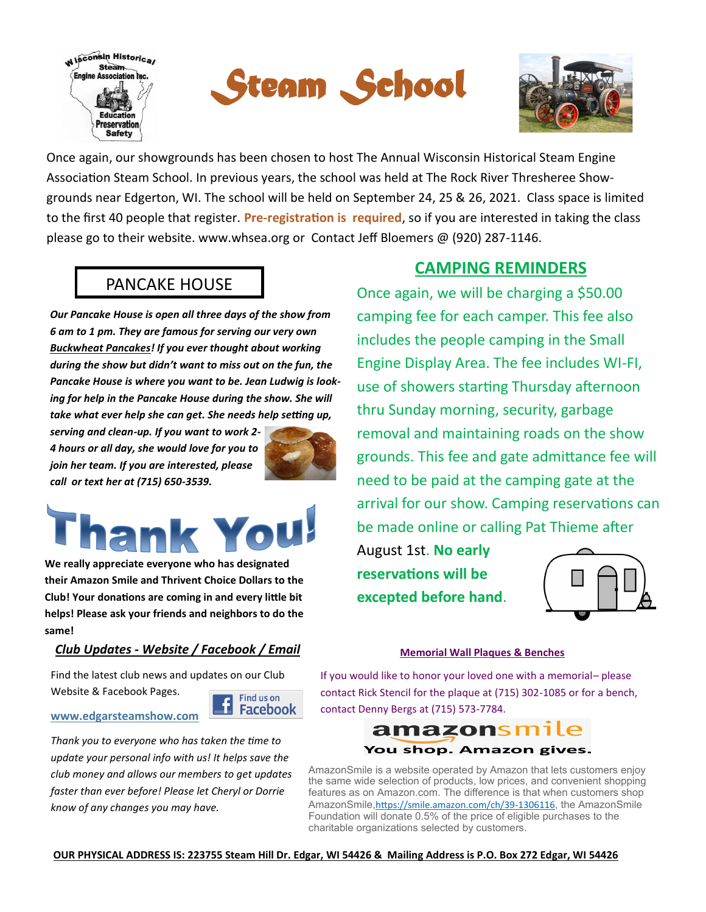Wisconsin Historical Steam Engine Association Inc. Education Preservation Safety

# Steam School

Once again, our showgrounds has been chosen to host The Annual Wisconsin Historical Steam Engine Association Steam School. In previous years, the school was held at The Rock River Thresheree Show-grounds near Edgerton, WI. The school will be held on September 24, 25 & 26, 2021. Class space is limited to the first 40 people that register. **Pre-registration is required**, so if you are interested in taking the class please go to their website. www.whsea.org or Contact Jeff Bloemers @ (920) 287-1146.

## PANCAKE HOUSE

***Our Pancake House is open all three days of the show from 6 am to 1 pm. They are famous for serving our very own Buckwheat Pancakes! If you ever thought about working during the show but didn't want to miss out on the fun, the Pancake House is where you want to be. Jean Ludwig is looking for help in the Pancake House during the show. She will take what ever help she can get. She needs help setting up, serving and clean-up. If you want to work 2-4 hours or all day, she would love for you to join her team. If you are interested, please call or text her at (715) 650-3539.***

# Thank You!

**We really appreciate everyone who has designated their Amazon Smile and Thrivent Choice Dollars to the Club! Your donations are coming in and every little bit helps! Please ask your friends and neighbors to do the same!**

### *Club Updates - Website / Facebook / Email*

Find the latest club news and updates on our Club Website & Facebook Pages.

Find us on Facebook

www.edgarsteamshow.com

*Thank you to everyone who has taken the time to update your personal info with us! It helps save the club money and allows our members to get updates faster than ever before! Please let Cheryl or Dorrie know of any changes you may have.*

## CAMPING REMINDERS

Once again, we will be charging a $50.00 camping fee for each camper. This fee also includes the people camping in the Small Engine Display Area. The fee includes WI-FI, use of showers starting Thursday afternoon thru Sunday morning, security, garbage removal and maintaining roads on the show grounds. This fee and gate admittance fee will need to be paid at the camping gate at the arrival for our show. Camping reservations can be made online or calling Pat Thieme after August 1st. **No early reservations will be excepted before hand**.

### Memorial Wall Plaques & Benches

If you would like to honor your loved one with a memorial– please contact Rick Stencil for the plaque at (715) 302-1085 or for a bench, contact Denny Bergs at (715) 573-7784.

amazonsmile
You shop. Amazon gives.

AmazonSmile is a website operated by Amazon that lets customers enjoy the same wide selection of products, low prices, and convenient shopping features as on Amazon.com. The difference is that when customers shop AmazonSmile,https://smile.amazon.com/ch/39-1306116, the AmazonSmile Foundation will donate 0.5% of the price of eligible purchases to the charitable organizations selected by customers.

**OUR PHYSICAL ADDRESS IS: 223755 Steam Hill Dr. Edgar, WI 54426 & Mailing Address is P.O. Box 272 Edgar, WI 54426**